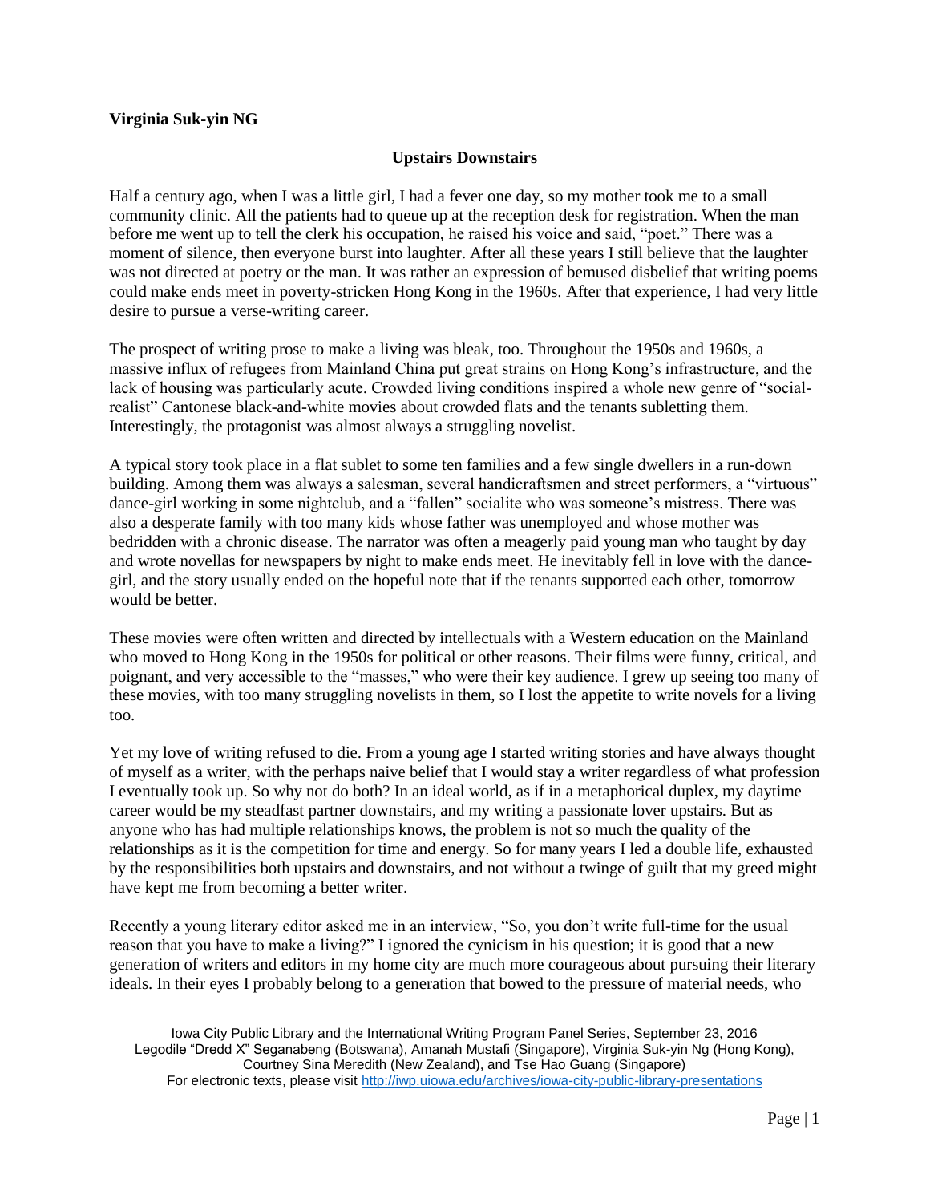**Virginia Suk-yin NG**

## Upstairs Downstairs

Half a century ago, when I was a little girl, I had a fever one day, so my mother took me to a small community clinic. All the patients had to queue up at the reception desk for registration. When the man before me went up to tell the clerk his occupation, he raised his voice and said, "poet." There was a moment of silence, then everyone burst into laughter. After all these years I still believe that the laughter was not directed at poetry or the man. It was rather an expression of bemused disbelief that writing poems could make ends meet in poverty-stricken Hong Kong in the 1960s. After that experience, I had very little desire to pursue a verse-writing career.

The prospect of writing prose to make a living was bleak, too. Throughout the 1950s and 1960s, a massive influx of refugees from Mainland China put great strains on Hong Kong's infrastructure, and the lack of housing was particularly acute. Crowded living conditions inspired a whole new genre of "social-realist" Cantonese black-and-white movies about crowded flats and the tenants subletting them. Interestingly, the protagonist was almost always a struggling novelist.

A typical story took place in a flat sublet to some ten families and a few single dwellers in a run-down building. Among them was always a salesman, several handicraftsmen and street performers, a "virtuous" dance-girl working in some nightclub, and a "fallen" socialite who was someone's mistress. There was also a desperate family with too many kids whose father was unemployed and whose mother was bedridden with a chronic disease. The narrator was often a meagerly paid young man who taught by day and wrote novellas for newspapers by night to make ends meet. He inevitably fell in love with the dance-girl, and the story usually ended on the hopeful note that if the tenants supported each other, tomorrow would be better.

These movies were often written and directed by intellectuals with a Western education on the Mainland who moved to Hong Kong in the 1950s for political or other reasons. Their films were funny, critical, and poignant, and very accessible to the "masses," who were their key audience. I grew up seeing too many of these movies, with too many struggling novelists in them, so I lost the appetite to write novels for a living too.

Yet my love of writing refused to die. From a young age I started writing stories and have always thought of myself as a writer, with the perhaps naive belief that I would stay a writer regardless of what profession I eventually took up. So why not do both? In an ideal world, as if in a metaphorical duplex, my daytime career would be my steadfast partner downstairs, and my writing a passionate lover upstairs. But as anyone who has had multiple relationships knows, the problem is not so much the quality of the relationships as it is the competition for time and energy. So for many years I led a double life, exhausted by the responsibilities both upstairs and downstairs, and not without a twinge of guilt that my greed might have kept me from becoming a better writer.

Recently a young literary editor asked me in an interview, "So, you don't write full-time for the usual reason that you have to make a living?" I ignored the cynicism in his question; it is good that a new generation of writers and editors in my home city are much more courageous about pursuing their literary ideals. In their eyes I probably belong to a generation that bowed to the pressure of material needs, who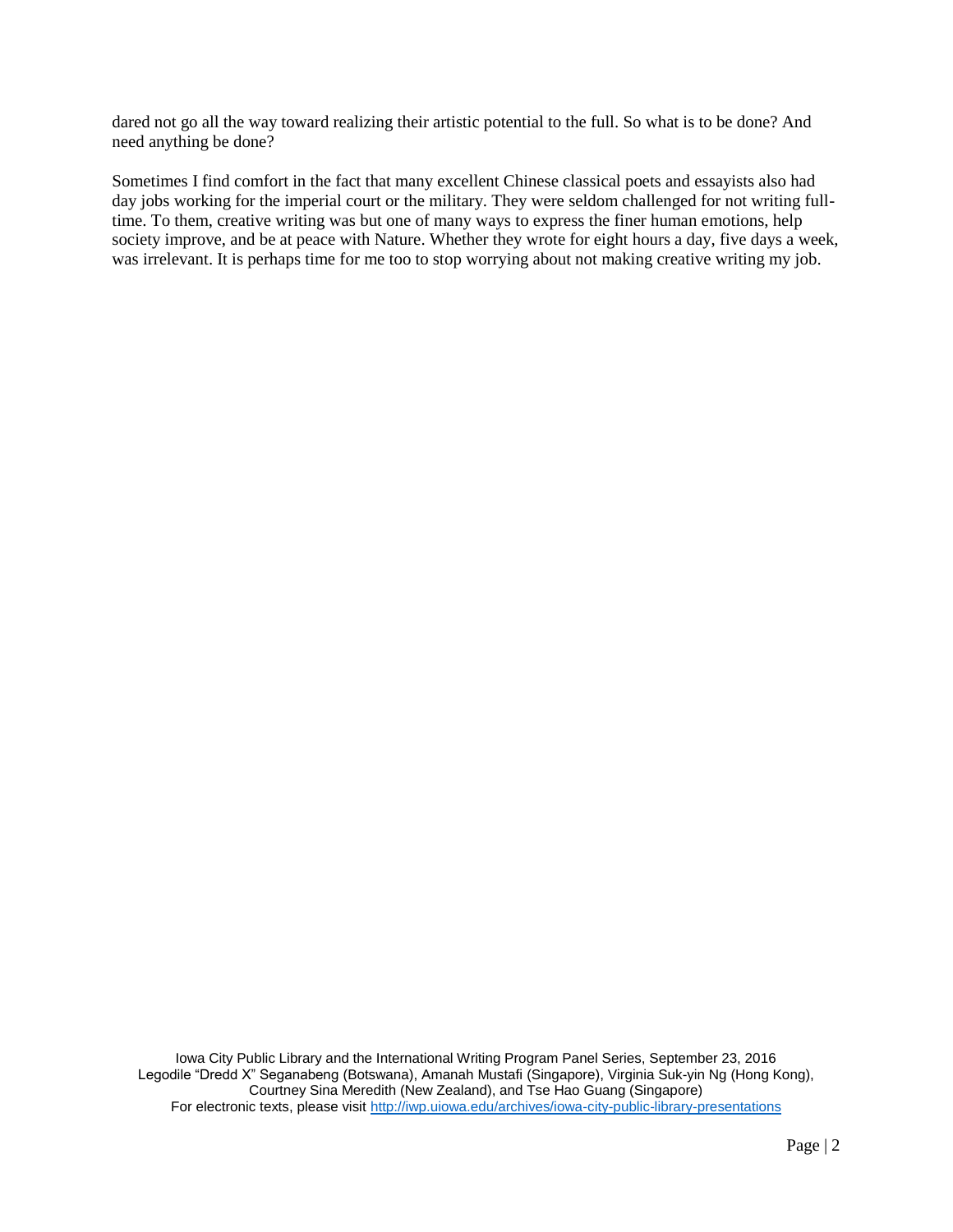dared not go all the way toward realizing their artistic potential to the full. So what is to be done? And need anything be done?

Sometimes I find comfort in the fact that many excellent Chinese classical poets and essayists also had day jobs working for the imperial court or the military. They were seldom challenged for not writing full-time. To them, creative writing was but one of many ways to express the finer human emotions, help society improve, and be at peace with Nature. Whether they wrote for eight hours a day, five days a week, was irrelevant. It is perhaps time for me too to stop worrying about not making creative writing my job.